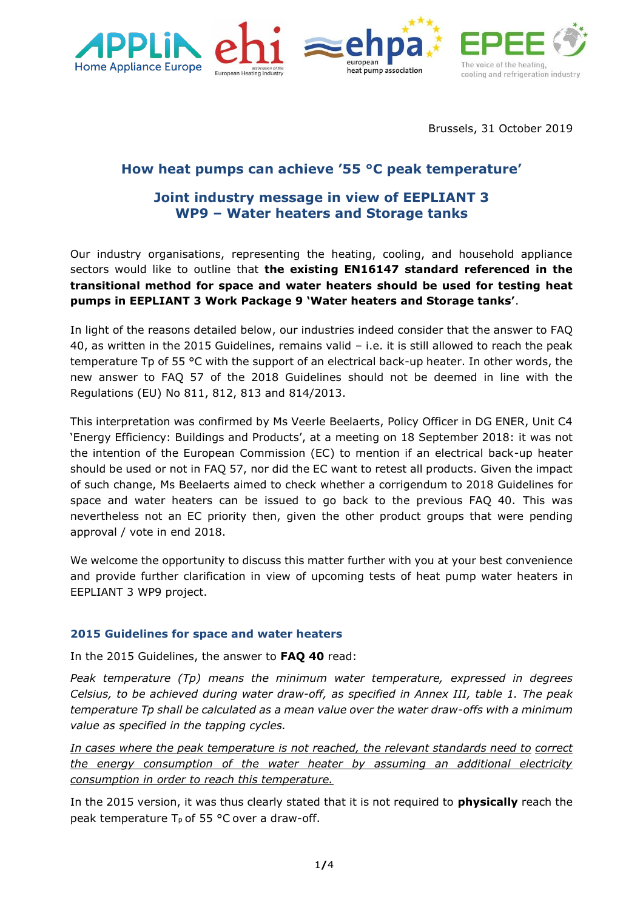Brussels, 31 October 2019

## How heat pumps can achieve '55 °C peak temperature'

## Joint industry message in view of EEPLIANT 3 WP9 – Water heaters and Storage tanks

Our industry organisations, representing the heating, cooling, and household appliance sectors would like to outline that **the existing EN16147 standard referenced in the transitional method for space and water heaters should be used for testing heat pumps in EEPLIANT 3 Work Package 9 'Water heaters and Storage tanks'**.

In light of the reasons detailed below, our industries indeed consider that the answer to FAQ 40, as written in the 2015 Guidelines, remains valid – i.e. it is still allowed to reach the peak temperature Tp of 55 °C with the support of an electrical back-up heater. In other words, the new answer to FAQ 57 of the 2018 Guidelines should not be deemed in line with the Regulations (EU) No 811, 812, 813 and 814/2013.

This interpretation was confirmed by Ms Veerle Beelaerts, Policy Officer in DG ENER, Unit C4 'Energy Efficiency: Buildings and Products', at a meeting on 18 September 2018: it was not the intention of the European Commission (EC) to mention if an electrical back-up heater should be used or not in FAQ 57, nor did the EC want to retest all products. Given the impact of such change, Ms Beelaerts aimed to check whether a corrigendum to 2018 Guidelines for space and water heaters can be issued to go back to the previous FAQ 40. This was nevertheless not an EC priority then, given the other product groups that were pending approval / vote in end 2018.

We welcome the opportunity to discuss this matter further with you at your best convenience and provide further clarification in view of upcoming tests of heat pump water heaters in EEPLIANT 3 WP9 project.

### 2015 Guidelines for space and water heaters

In the 2015 Guidelines, the answer to **FAQ 40** read:

*Peak temperature (Tp) means the minimum water temperature, expressed in degrees Celsius, to be achieved during water draw-off, as specified in Annex III, table 1. The peak temperature Tp shall be calculated as a mean value over the water draw-offs with a minimum value as specified in the tapping cycles.*

*<u>In cases where the peak temperature is not reached, the relevant standards need to correct the energy consumption of the water heater by assuming an additional electricity consumption in order to reach this temperature.</u>*

In the 2015 version, it was thus clearly stated that it is not required to **physically** reach the peak temperature $T_p$ of 55 °C over a draw-off.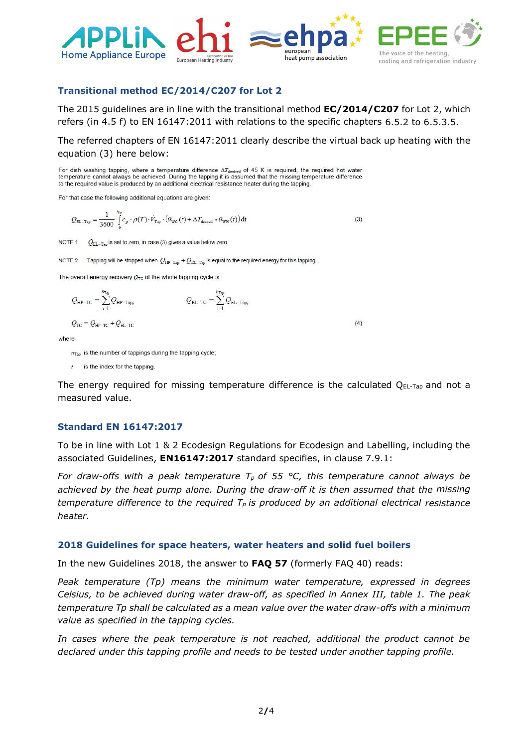### Transitional method EC/2014/C207 for Lot 2

The 2015 guidelines are in line with the transitional method **EC/2014/C207** for Lot 2, which refers (in 4.5 f) to EN 16147:2011 with relations to the specific chapters 6.5.2 to 6.5.3.5.

The referred chapters of EN 16147:2011 clearly describe the virtual back up heating with the equation (3) here below:

For dish washing tapping, where a temperature difference $\Delta T_{desired}$ of 45 K is required, the required hot water temperature cannot always be achieved. During the tapping it is assumed that the missing temperature difference to the required value is produced by an additional electrical resistance heater during the tapping.

For that case the following additional equations are given:

$$Q_{EL-Tap} = \frac{1}{3600} \int_0^{t_{Tap}} c_p \cdot \rho(T) \cdot \dot{V}_{Tap} \cdot \left(\theta_{WC}(t) + \Delta T_{desired} - \theta_{WH}(t)\right) dt \qquad (3)$$

NOTE 1 $Q_{EL-Tap}$ is set to zero, in case (3) gives a value below zero.

NOTE 2 Tapping will be stopped when $Q_{HP-Tap} + Q_{EL-Tap}$ is equal to the required energy for this tapping.

The overall energy recovery $Q_{TC}$ of the whole tapping cycle is:

$$Q_{HP-TC} = \sum_{i=1}^{n_{Tap}} Q_{HP-Tap_i} \qquad Q_{EL-TC} = \sum_{i=1}^{n_{Tap}} Q_{EL-Tap_i}$$

$$Q_{TC} = Q_{HP-TC} + Q_{EL-TC} \qquad (4)$$

where

$n_{Tap}$ is the number of tappings during the tapping cycle;

$i$ is the index for the tapping.

The energy required for missing temperature difference is the calculated $Q_{EL-Tap}$ and not a measured value.

### Standard EN 16147:2017

To be in line with Lot 1 & 2 Ecodesign Regulations for Ecodesign and Labelling, including the associated Guidelines, **EN16147:2017** standard specifies, in clause 7.9.1:

*For draw-offs with a peak temperature $T_p$ of 55 °C, this temperature cannot always be achieved by the heat pump alone. During the draw-off it is then assumed that the missing temperature difference to the required $T_p$ is produced by an additional electrical resistance heater.*

### 2018 Guidelines for space heaters, water heaters and solid fuel boilers

In the new Guidelines 2018, the answer to **FAQ 57** (formerly FAQ 40) reads:

*Peak temperature (Tp) means the minimum water temperature, expressed in degrees Celsius, to be achieved during water draw-off, as specified in Annex III, table 1. The peak temperature Tp shall be calculated as a mean value over the water draw-offs with a minimum value as specified in the tapping cycles.*

<u>*In cases where the peak temperature is not reached, additional the product cannot be declared under this tapping profile and needs to be tested under another tapping profile.*</u>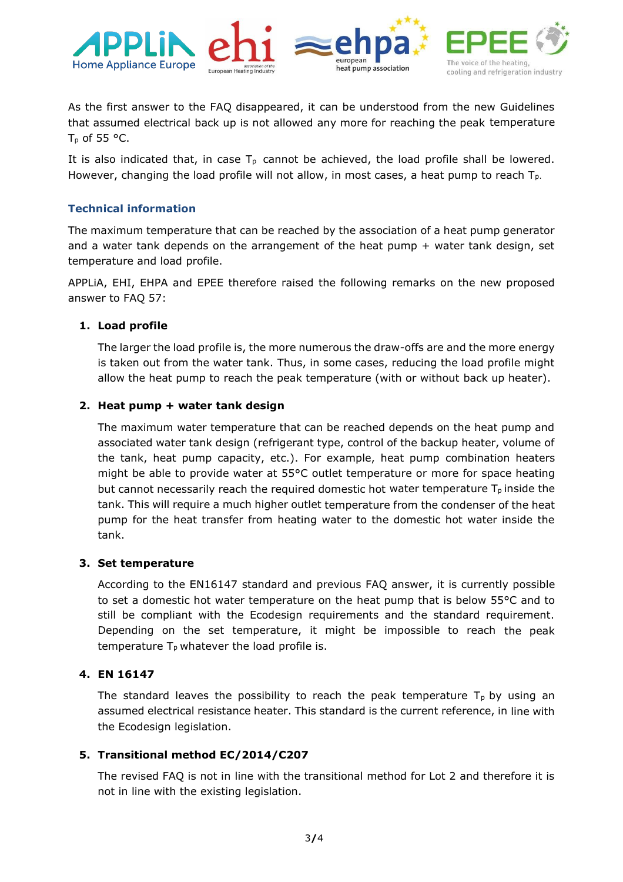As the first answer to the FAQ disappeared, it can be understood from the new Guidelines that assumed electrical back up is not allowed any more for reaching the peak temperature $T_p$ of 55 °C.

It is also indicated that, in case $T_p$ cannot be achieved, the load profile shall be lowered. However, changing the load profile will not allow, in most cases, a heat pump to reach $T_p$.

### Technical information

The maximum temperature that can be reached by the association of a heat pump generator and a water tank depends on the arrangement of the heat pump + water tank design, set temperature and load profile.

APPLiA, EHI, EHPA and EPEE therefore raised the following remarks on the new proposed answer to FAQ 57:

1. **Load profile**

   The larger the load profile is, the more numerous the draw-offs are and the more energy is taken out from the water tank. Thus, in some cases, reducing the load profile might allow the heat pump to reach the peak temperature (with or without back up heater).

2. **Heat pump + water tank design**

   The maximum water temperature that can be reached depends on the heat pump and associated water tank design (refrigerant type, control of the backup heater, volume of the tank, heat pump capacity, etc.). For example, heat pump combination heaters might be able to provide water at 55°C outlet temperature or more for space heating but cannot necessarily reach the required domestic hot water temperature $T_p$ inside the tank. This will require a much higher outlet temperature from the condenser of the heat pump for the heat transfer from heating water to the domestic hot water inside the tank.

3. **Set temperature**

   According to the EN16147 standard and previous FAQ answer, it is currently possible to set a domestic hot water temperature on the heat pump that is below 55°C and to still be compliant with the Ecodesign requirements and the standard requirement. Depending on the set temperature, it might be impossible to reach the peak temperature $T_p$ whatever the load profile is.

4. **EN 16147**

   The standard leaves the possibility to reach the peak temperature $T_p$ by using an assumed electrical resistance heater. This standard is the current reference, in line with the Ecodesign legislation.

5. **Transitional method EC/2014/C207**

   The revised FAQ is not in line with the transitional method for Lot 2 and therefore it is not in line with the existing legislation.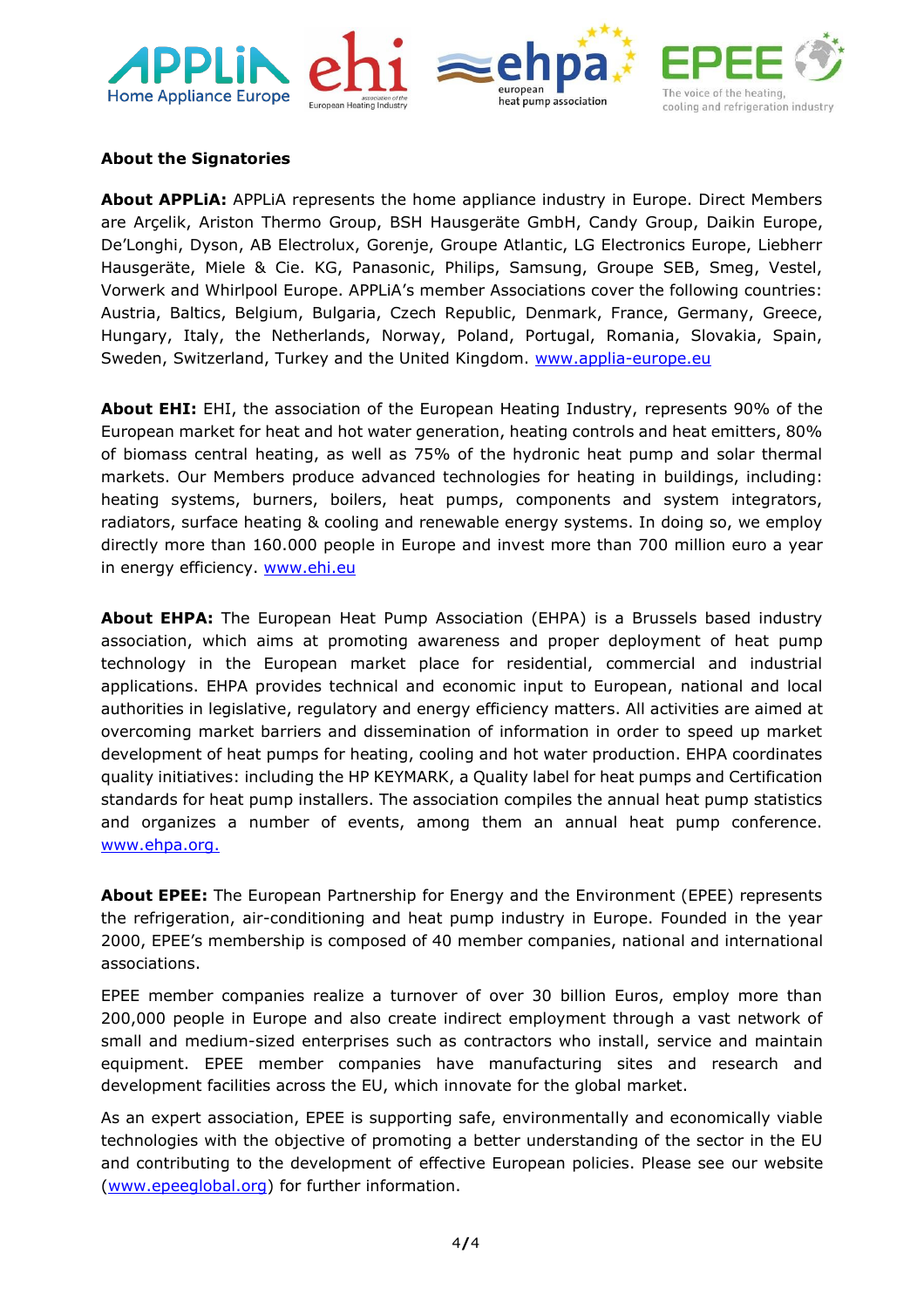**About the Signatories**

**About APPLiA:** APPLiA represents the home appliance industry in Europe. Direct Members are Arçelik, Ariston Thermo Group, BSH Hausgeräte GmbH, Candy Group, Daikin Europe, De'Longhi, Dyson, AB Electrolux, Gorenje, Groupe Atlantic, LG Electronics Europe, Liebherr Hausgeräte, Miele & Cie. KG, Panasonic, Philips, Samsung, Groupe SEB, Smeg, Vestel, Vorwerk and Whirlpool Europe. APPLiA's member Associations cover the following countries: Austria, Baltics, Belgium, Bulgaria, Czech Republic, Denmark, France, Germany, Greece, Hungary, Italy, the Netherlands, Norway, Poland, Portugal, Romania, Slovakia, Spain, Sweden, Switzerland, Turkey and the United Kingdom. www.applia-europe.eu

**About EHI:** EHI, the association of the European Heating Industry, represents 90% of the European market for heat and hot water generation, heating controls and heat emitters, 80% of biomass central heating, as well as 75% of the hydronic heat pump and solar thermal markets. Our Members produce advanced technologies for heating in buildings, including: heating systems, burners, boilers, heat pumps, components and system integrators, radiators, surface heating & cooling and renewable energy systems. In doing so, we employ directly more than 160.000 people in Europe and invest more than 700 million euro a year in energy efficiency. www.ehi.eu

**About EHPA:** The European Heat Pump Association (EHPA) is a Brussels based industry association, which aims at promoting awareness and proper deployment of heat pump technology in the European market place for residential, commercial and industrial applications. EHPA provides technical and economic input to European, national and local authorities in legislative, regulatory and energy efficiency matters. All activities are aimed at overcoming market barriers and dissemination of information in order to speed up market development of heat pumps for heating, cooling and hot water production. EHPA coordinates quality initiatives: including the HP KEYMARK, a Quality label for heat pumps and Certification standards for heat pump installers. The association compiles the annual heat pump statistics and organizes a number of events, among them an annual heat pump conference. www.ehpa.org.

**About EPEE:** The European Partnership for Energy and the Environment (EPEE) represents the refrigeration, air-conditioning and heat pump industry in Europe. Founded in the year 2000, EPEE's membership is composed of 40 member companies, national and international associations.

EPEE member companies realize a turnover of over 30 billion Euros, employ more than 200,000 people in Europe and also create indirect employment through a vast network of small and medium-sized enterprises such as contractors who install, service and maintain equipment. EPEE member companies have manufacturing sites and research and development facilities across the EU, which innovate for the global market.

As an expert association, EPEE is supporting safe, environmentally and economically viable technologies with the objective of promoting a better understanding of the sector in the EU and contributing to the development of effective European policies. Please see our website (www.epeeglobal.org) for further information.